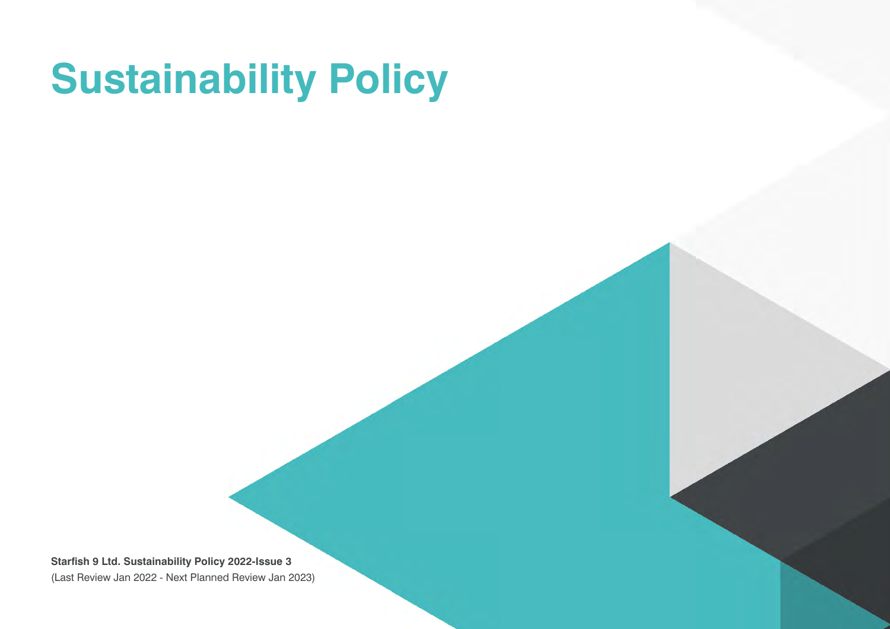# Sustainability Policy

**Starfish 9 Ltd. Sustainability Policy 2022-Issue 3**
(Last Review Jan 2022 - Next Planned Review Jan 2023)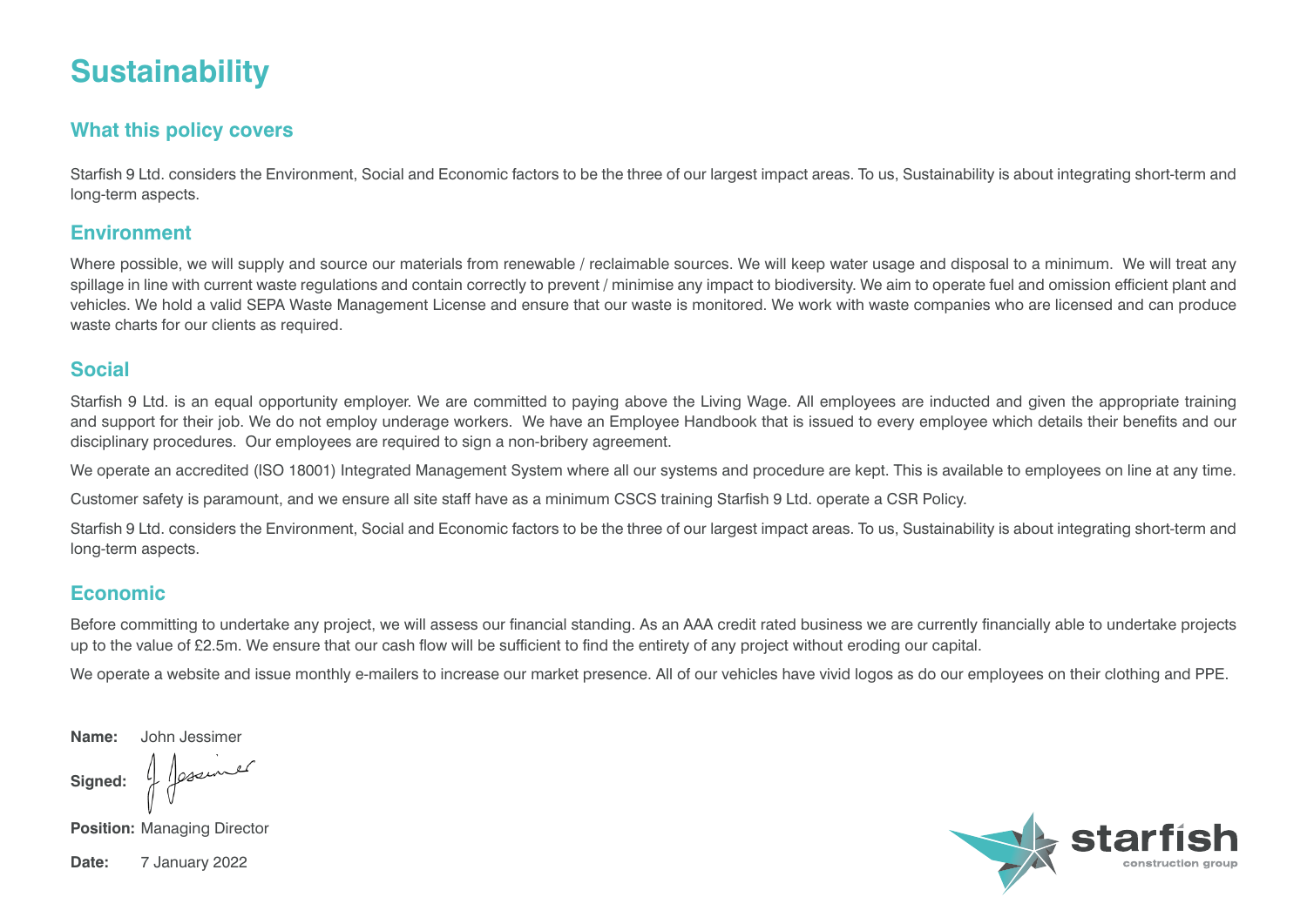# Sustainability

## What this policy covers

Starfish 9 Ltd. considers the Environment, Social and Economic factors to be the three of our largest impact areas. To us, Sustainability is about integrating short-term and long-term aspects.

## Environment

Where possible, we will supply and source our materials from renewable / reclaimable sources. We will keep water usage and disposal to a minimum. We will treat any spillage in line with current waste regulations and contain correctly to prevent / minimise any impact to biodiversity. We aim to operate fuel and omission efficient plant and vehicles. We hold a valid SEPA Waste Management License and ensure that our waste is monitored. We work with waste companies who are licensed and can produce waste charts for our clients as required.

## Social

Starfish 9 Ltd. is an equal opportunity employer. We are committed to paying above the Living Wage. All employees are inducted and given the appropriate training and support for their job. We do not employ underage workers. We have an Employee Handbook that is issued to every employee which details their benefits and our disciplinary procedures. Our employees are required to sign a non-bribery agreement.

We operate an accredited (ISO 18001) Integrated Management System where all our systems and procedure are kept. This is available to employees on line at any time.

Customer safety is paramount, and we ensure all site staff have as a minimum CSCS training Starfish 9 Ltd. operate a CSR Policy.

Starfish 9 Ltd. considers the Environment, Social and Economic factors to be the three of our largest impact areas. To us, Sustainability is about integrating short-term and long-term aspects.

## Economic

Before committing to undertake any project, we will assess our financial standing. As an AAA credit rated business we are currently financially able to undertake projects up to the value of £2.5m. We ensure that our cash flow will be sufficient to find the entirety of any project without eroding our capital.

We operate a website and issue monthly e-mailers to increase our market presence. All of our vehicles have vivid logos as do our employees on their clothing and PPE.

**Name:** John Jessimer

**Signed:** J Jessimer

**Position:** Managing Director

**Date:** 7 January 2022

starfish
construction group